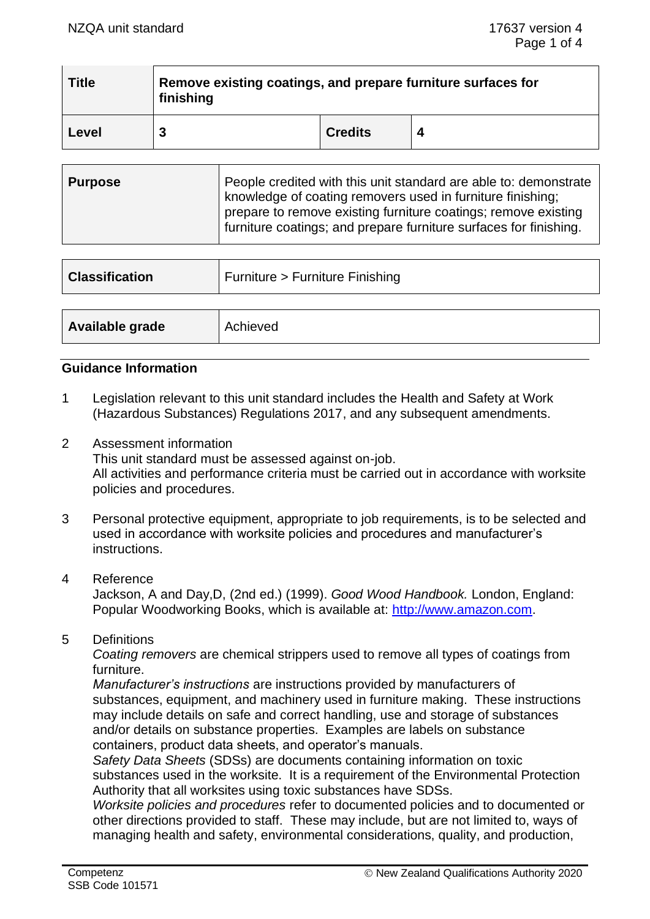| Title | Remove existing coatings, and prepare furniture surfaces for finishing | | |
|---|---|---|---|
| **Level** | **3** | **Credits** | **4** |

| **Purpose** | People credited with this unit standard are able to: demonstrate knowledge of coating removers used in furniture finishing; prepare to remove existing furniture coatings; remove existing furniture coatings; and prepare furniture surfaces for finishing. |
|---|---|

| **Classification** | Furniture > Furniture Finishing |
|---|---|

| **Available grade** | Achieved |
|---|---|

## Guidance Information

1. Legislation relevant to this unit standard includes the Health and Safety at Work (Hazardous Substances) Regulations 2017, and any subsequent amendments.

2. Assessment information
   This unit standard must be assessed against on-job.
   All activities and performance criteria must be carried out in accordance with worksite policies and procedures.

3. Personal protective equipment, appropriate to job requirements, is to be selected and used in accordance with worksite policies and procedures and manufacturer's instructions.

4. Reference
   Jackson, A and Day,D, (2nd ed.) (1999). *Good Wood Handbook.* London, England: Popular Woodworking Books, which is available at: http://www.amazon.com.

5. Definitions
   *Coating removers* are chemical strippers used to remove all types of coatings from furniture.
   *Manufacturer's instructions* are instructions provided by manufacturers of substances, equipment, and machinery used in furniture making. These instructions may include details on safe and correct handling, use and storage of substances and/or details on substance properties. Examples are labels on substance containers, product data sheets, and operator's manuals.
   *Safety Data Sheets* (SDSs) are documents containing information on toxic substances used in the worksite. It is a requirement of the Environmental Protection Authority that all worksites using toxic substances have SDSs.
   *Worksite policies and procedures* refer to documented policies and to documented or other directions provided to staff. These may include, but are not limited to, ways of managing health and safety, environmental considerations, quality, and production,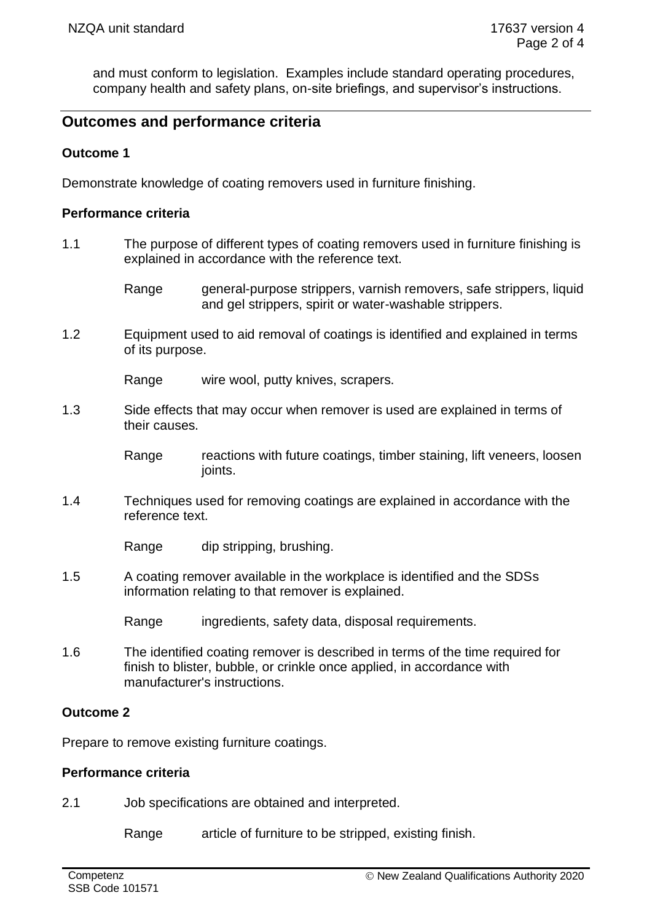and must conform to legislation. Examples include standard operating procedures, company health and safety plans, on-site briefings, and supervisor's instructions.

## Outcomes and performance criteria

### Outcome 1

Demonstrate knowledge of coating removers used in furniture finishing.

#### Performance criteria

1.1 The purpose of different types of coating removers used in furniture finishing is explained in accordance with the reference text.

Range general-purpose strippers, varnish removers, safe strippers, liquid and gel strippers, spirit or water-washable strippers.

1.2 Equipment used to aid removal of coatings is identified and explained in terms of its purpose.

Range wire wool, putty knives, scrapers.

1.3 Side effects that may occur when remover is used are explained in terms of their causes.

Range reactions with future coatings, timber staining, lift veneers, loosen joints.

1.4 Techniques used for removing coatings are explained in accordance with the reference text.

Range dip stripping, brushing.

1.5 A coating remover available in the workplace is identified and the SDSs information relating to that remover is explained.

Range ingredients, safety data, disposal requirements.

1.6 The identified coating remover is described in terms of the time required for finish to blister, bubble, or crinkle once applied, in accordance with manufacturer's instructions.

### Outcome 2

Prepare to remove existing furniture coatings.

#### Performance criteria

2.1 Job specifications are obtained and interpreted.

Range article of furniture to be stripped, existing finish.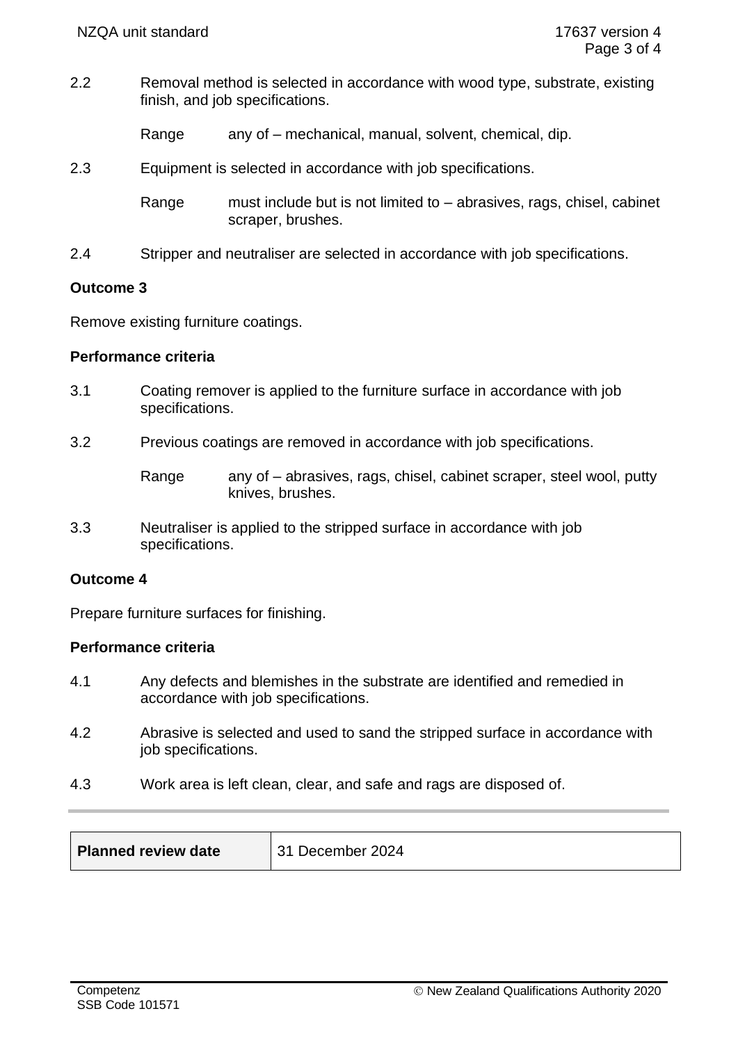2.2 Removal method is selected in accordance with wood type, substrate, existing finish, and job specifications.

Range any of – mechanical, manual, solvent, chemical, dip.

2.3 Equipment is selected in accordance with job specifications.

Range must include but is not limited to – abrasives, rags, chisel, cabinet scraper, brushes.

2.4 Stripper and neutraliser are selected in accordance with job specifications.

**Outcome 3**

Remove existing furniture coatings.

**Performance criteria**

3.1 Coating remover is applied to the furniture surface in accordance with job specifications.

3.2 Previous coatings are removed in accordance with job specifications.

Range any of – abrasives, rags, chisel, cabinet scraper, steel wool, putty knives, brushes.

3.3 Neutraliser is applied to the stripped surface in accordance with job specifications.

**Outcome 4**

Prepare furniture surfaces for finishing.

**Performance criteria**

4.1 Any defects and blemishes in the substrate are identified and remedied in accordance with job specifications.

4.2 Abrasive is selected and used to sand the stripped surface in accordance with job specifications.

4.3 Work area is left clean, clear, and safe and rags are disposed of.

| **Planned review date** | 31 December 2024 |
|---|---|

Competenz
SSB Code 101571

© New Zealand Qualifications Authority 2020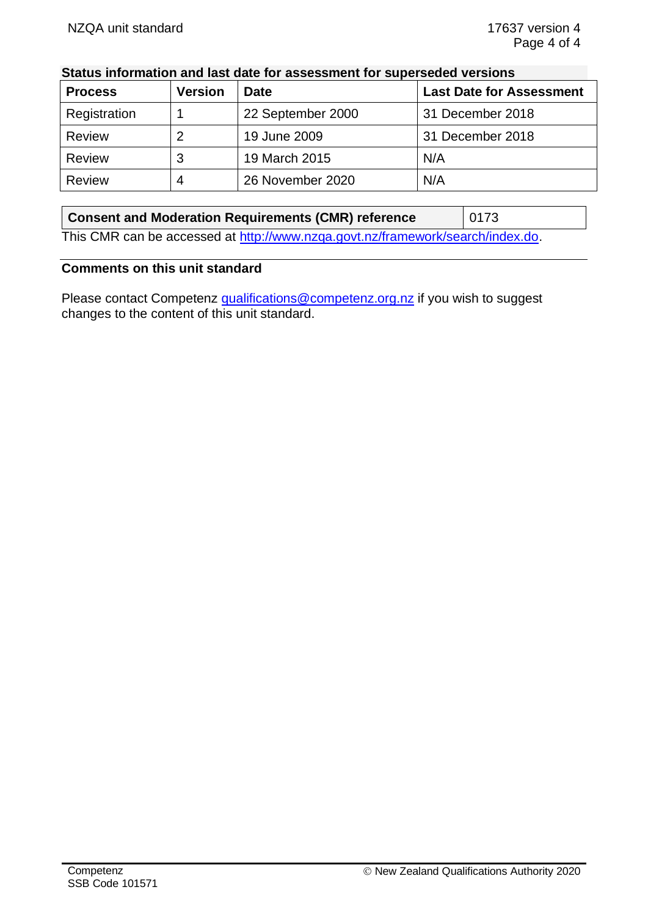**Status information and last date for assessment for superseded versions**

| Process | Version | Date | Last Date for Assessment |
|---|---|---|---|
| Registration | 1 | 22 September 2000 | 31 December 2018 |
| Review | 2 | 19 June 2009 | 31 December 2018 |
| Review | 3 | 19 March 2015 | N/A |
| Review | 4 | 26 November 2020 | N/A |

| | |
|---|---|
| **Consent and Moderation Requirements (CMR) reference** | 0173 |

This CMR can be accessed at http://www.nzqa.govt.nz/framework/search/index.do.

**Comments on this unit standard**

Please contact Competenz qualifications@competenz.org.nz if you wish to suggest changes to the content of this unit standard.